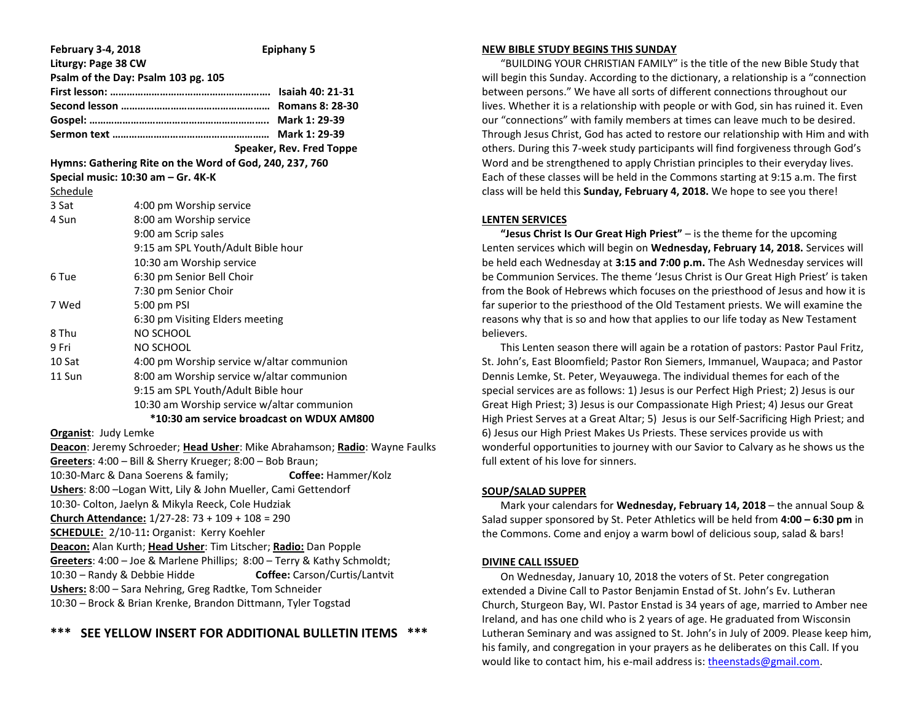**February 3-4, 2018** **Epiphany 5**

**Liturgy: Page 38 CW**

**Psalm of the Day: Psalm 103 pg. 105**

**First lesson: …………………………………………………. Isaiah 40: 21-31**

**Second lesson ………………………………………………. Romans 8: 28-30**

**Gospel: ………………………………………………………. Mark 1: 29-39**

**Sermon text ………………………………………………… Mark 1: 29-39**

**Speaker, Rev. Fred Toppe**

**Hymns: Gathering Rite on the Word of God, 240, 237, 760**

**Special music: 10:30 am – Gr. 4K-K**

Schedule

| | |
|---|---|
| 3 Sat | 4:00 pm Worship service |
| 4 Sun | 8:00 am Worship service |
| | 9:00 am Scrip sales |
| | 9:15 am SPL Youth/Adult Bible hour |
| | 10:30 am Worship service |
| 6 Tue | 6:30 pm Senior Bell Choir |
| | 7:30 pm Senior Choir |
| 7 Wed | 5:00 pm PSI |
| | 6:30 pm Visiting Elders meeting |
| 8 Thu | NO SCHOOL |
| 9 Fri | NO SCHOOL |
| 10 Sat | 4:00 pm Worship service w/altar communion |
| 11 Sun | 8:00 am Worship service w/altar communion |
| | 9:15 am SPL Youth/Adult Bible hour |
| | 10:30 am Worship service w/altar communion |

**\*10:30 am service broadcast on WDUX AM800**

**Organist**: Judy Lemke

**Deacon**: Jeremy Schroeder; **Head Usher**: Mike Abrahamson; **Radio**: Wayne Faulks

**Greeters**: 4:00 – Bill & Sherry Krueger; 8:00 – Bob Braun;
10:30-Marc & Dana Soerens & family; **Coffee:** Hammer/Kolz

**Ushers**: 8:00 –Logan Witt, Lily & John Mueller, Cami Gettendorf
10:30- Colton, Jaelyn & Mikyla Reeck, Cole Hudziak

**Church Attendance:** 1/27-28: 73 + 109 + 108 = 290

**SCHEDULE:** 2/10-11**:** Organist: Kerry Koehler

**Deacon:** Alan Kurth; **Head Usher**: Tim Litscher; **Radio:** Dan Popple

**Greeters**: 4:00 – Joe & Marlene Phillips; 8:00 – Terry & Kathy Schmoldt;
10:30 – Randy & Debbie Hidde **Coffee:** Carson/Curtis/Lantvit

**Ushers:** 8:00 – Sara Nehring, Greg Radtke, Tom Schneider
10:30 – Brock & Brian Krenke, Brandon Dittmann, Tyler Togstad

**\*\*\* SEE YELLOW INSERT FOR ADDITIONAL BULLETIN ITEMS \*\*\***

## NEW BIBLE STUDY BEGINS THIS SUNDAY

"BUILDING YOUR CHRISTIAN FAMILY" is the title of the new Bible Study that will begin this Sunday. According to the dictionary, a relationship is a "connection between persons." We have all sorts of different connections throughout our lives. Whether it is a relationship with people or with God, sin has ruined it. Even our "connections" with family members at times can leave much to be desired. Through Jesus Christ, God has acted to restore our relationship with Him and with others. During this 7-week study participants will find forgiveness through God's Word and be strengthened to apply Christian principles to their everyday lives. Each of these classes will be held in the Commons starting at 9:15 a.m. The first class will be held this **Sunday, February 4, 2018.** We hope to see you there!

## LENTEN SERVICES

**"Jesus Christ Is Our Great High Priest"** – is the theme for the upcoming Lenten services which will begin on **Wednesday, February 14, 2018.** Services will be held each Wednesday at **3:15 and 7:00 p.m.** The Ash Wednesday services will be Communion Services. The theme 'Jesus Christ is Our Great High Priest' is taken from the Book of Hebrews which focuses on the priesthood of Jesus and how it is far superior to the priesthood of the Old Testament priests. We will examine the reasons why that is so and how that applies to our life today as New Testament believers.

This Lenten season there will again be a rotation of pastors: Pastor Paul Fritz, St. John's, East Bloomfield; Pastor Ron Siemers, Immanuel, Waupaca; and Pastor Dennis Lemke, St. Peter, Weyauwega. The individual themes for each of the special services are as follows: 1) Jesus is our Perfect High Priest; 2) Jesus is our Great High Priest; 3) Jesus is our Compassionate High Priest; 4) Jesus our Great High Priest Serves at a Great Altar; 5) Jesus is our Self-Sacrificing High Priest; and 6) Jesus our High Priest Makes Us Priests. These services provide us with wonderful opportunities to journey with our Savior to Calvary as he shows us the full extent of his love for sinners.

## SOUP/SALAD SUPPER

Mark your calendars for **Wednesday, February 14, 2018** – the annual Soup & Salad supper sponsored by St. Peter Athletics will be held from **4:00 – 6:30 pm** in the Commons. Come and enjoy a warm bowl of delicious soup, salad & bars!

## DIVINE CALL ISSUED

On Wednesday, January 10, 2018 the voters of St. Peter congregation extended a Divine Call to Pastor Benjamin Enstad of St. John's Ev. Lutheran Church, Sturgeon Bay, WI. Pastor Enstad is 34 years of age, married to Amber nee Ireland, and has one child who is 2 years of age. He graduated from Wisconsin Lutheran Seminary and was assigned to St. John's in July of 2009. Please keep him, his family, and congregation in your prayers as he deliberates on this Call. If you would like to contact him, his e-mail address is: theenstads@gmail.com.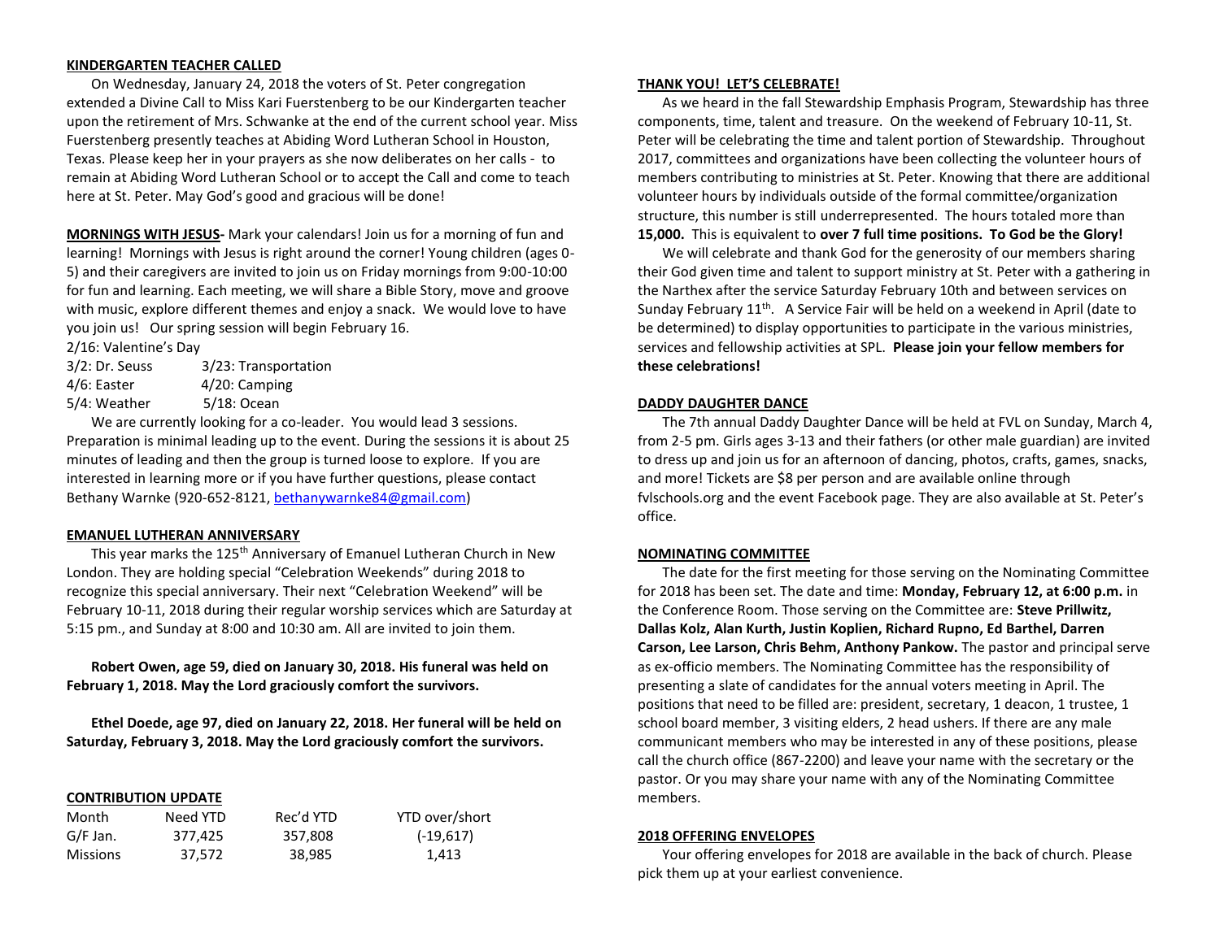**KINDERGARTEN TEACHER CALLED**

On Wednesday, January 24, 2018 the voters of St. Peter congregation extended a Divine Call to Miss Kari Fuerstenberg to be our Kindergarten teacher upon the retirement of Mrs. Schwanke at the end of the current school year. Miss Fuerstenberg presently teaches at Abiding Word Lutheran School in Houston, Texas. Please keep her in your prayers as she now deliberates on her calls - to remain at Abiding Word Lutheran School or to accept the Call and come to teach here at St. Peter. May God's good and gracious will be done!

**MORNINGS WITH JESUS-** Mark your calendars! Join us for a morning of fun and learning! Mornings with Jesus is right around the corner! Young children (ages 0-5) and their caregivers are invited to join us on Friday mornings from 9:00-10:00 for fun and learning. Each meeting, we will share a Bible Story, move and groove with music, explore different themes and enjoy a snack. We would love to have you join us! Our spring session will begin February 16.

2/16: Valentine's Day
3/2: Dr. Seuss 3/23: Transportation
4/6: Easter 4/20: Camping
5/4: Weather 5/18: Ocean

We are currently looking for a co-leader. You would lead 3 sessions. Preparation is minimal leading up to the event. During the sessions it is about 25 minutes of leading and then the group is turned loose to explore. If you are interested in learning more or if you have further questions, please contact Bethany Warnke (920-652-8121, bethanywarnke84@gmail.com)

**EMANUEL LUTHERAN ANNIVERSARY**

This year marks the 125th Anniversary of Emanuel Lutheran Church in New London. They are holding special "Celebration Weekends" during 2018 to recognize this special anniversary. Their next "Celebration Weekend" will be February 10-11, 2018 during their regular worship services which are Saturday at 5:15 pm., and Sunday at 8:00 and 10:30 am. All are invited to join them.

**Robert Owen, age 59, died on January 30, 2018. His funeral was held on February 1, 2018. May the Lord graciously comfort the survivors.**

**Ethel Doede, age 97, died on January 22, 2018. Her funeral will be held on Saturday, February 3, 2018. May the Lord graciously comfort the survivors.**

**CONTRIBUTION UPDATE**

| Month | Need YTD | Rec'd YTD | YTD over/short |
|---|---|---|---|
| G/F Jan. | 377,425 | 357,808 | (-19,617) |
| Missions | 37,572 | 38,985 | 1,413 |

**THANK YOU! LET'S CELEBRATE!**

As we heard in the fall Stewardship Emphasis Program, Stewardship has three components, time, talent and treasure. On the weekend of February 10-11, St. Peter will be celebrating the time and talent portion of Stewardship. Throughout 2017, committees and organizations have been collecting the volunteer hours of members contributing to ministries at St. Peter. Knowing that there are additional volunteer hours by individuals outside of the formal committee/organization structure, this number is still underrepresented. The hours totaled more than **15,000.** This is equivalent to **over 7 full time positions. To God be the Glory!**

We will celebrate and thank God for the generosity of our members sharing their God given time and talent to support ministry at St. Peter with a gathering in the Narthex after the service Saturday February 10th and between services on Sunday February 11th. A Service Fair will be held on a weekend in April (date to be determined) to display opportunities to participate in the various ministries, services and fellowship activities at SPL. **Please join your fellow members for these celebrations!**

**DADDY DAUGHTER DANCE**

The 7th annual Daddy Daughter Dance will be held at FVL on Sunday, March 4, from 2-5 pm. Girls ages 3-13 and their fathers (or other male guardian) are invited to dress up and join us for an afternoon of dancing, photos, crafts, games, snacks, and more! Tickets are $8 per person and are available online through fvlschools.org and the event Facebook page. They are also available at St. Peter's office.

**NOMINATING COMMITTEE**

The date for the first meeting for those serving on the Nominating Committee for 2018 has been set. The date and time: **Monday, February 12, at 6:00 p.m.** in the Conference Room. Those serving on the Committee are: **Steve Prillwitz, Dallas Kolz, Alan Kurth, Justin Koplien, Richard Rupno, Ed Barthel, Darren Carson, Lee Larson, Chris Behm, Anthony Pankow.** The pastor and principal serve as ex-officio members. The Nominating Committee has the responsibility of presenting a slate of candidates for the annual voters meeting in April. The positions that need to be filled are: president, secretary, 1 deacon, 1 trustee, 1 school board member, 3 visiting elders, 2 head ushers. If there are any male communicant members who may be interested in any of these positions, please call the church office (867-2200) and leave your name with the secretary or the pastor. Or you may share your name with any of the Nominating Committee members.

**2018 OFFERING ENVELOPES**

Your offering envelopes for 2018 are available in the back of church. Please pick them up at your earliest convenience.